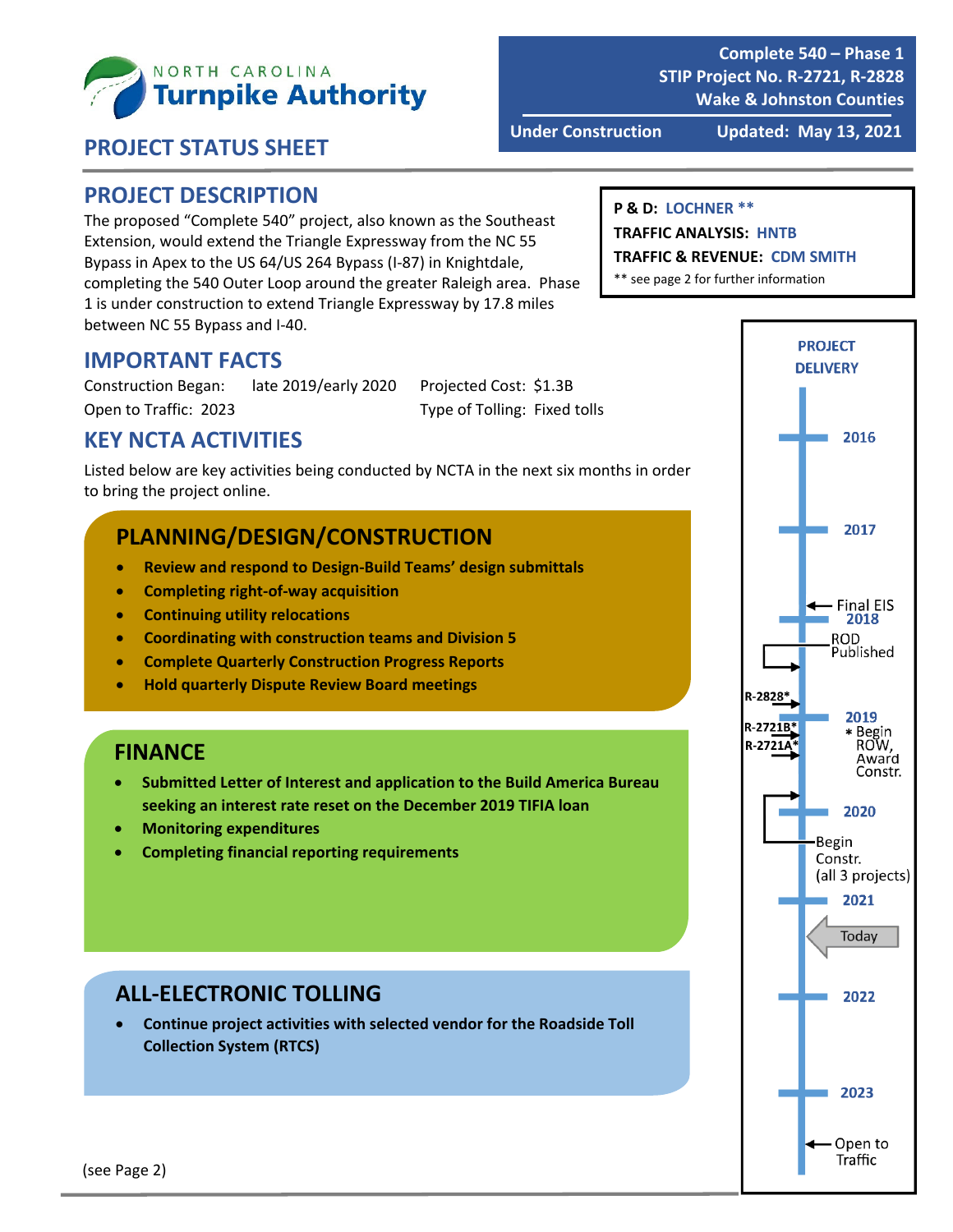NORTH CAROLINA **Turnpike Authority**

**Complete 540 – Phase 1**
**STIP Project No. R-2721, R-2828**
**Wake & Johnston Counties**

**Under Construction** | **Updated: May 13, 2021**

## PROJECT STATUS SHEET

## PROJECT DESCRIPTION

The proposed "Complete 540" project, also known as the Southeast Extension, would extend the Triangle Expressway from the NC 55 Bypass in Apex to the US 64/US 264 Bypass (I-87) in Knightdale, completing the 540 Outer Loop around the greater Raleigh area. Phase 1 is under construction to extend Triangle Expressway by 17.8 miles between NC 55 Bypass and I-40.

**P & D:** LOCHNER **
**TRAFFIC ANALYSIS:** HNTB
**TRAFFIC & REVENUE:** CDM SMITH
** see page 2 for further information

## IMPORTANT FACTS

Construction Began: late 2019/early 2020
Open to Traffic: 2023
Projected Cost: $1.3B
Type of Tolling: Fixed tolls

## KEY NCTA ACTIVITIES

Listed below are key activities being conducted by NCTA in the next six months in order to bring the project online.

### PLANNING/DESIGN/CONSTRUCTION

- **Review and respond to Design-Build Teams' design submittals**
- **Completing right-of-way acquisition**
- **Continuing utility relocations**
- **Coordinating with construction teams and Division 5**
- **Complete Quarterly Construction Progress Reports**
- **Hold quarterly Dispute Review Board meetings**

### FINANCE

- **Submitted Letter of Interest and application to the Build America Bureau seeking an interest rate reset on the December 2019 TIFIA loan**
- **Monitoring expenditures**
- **Completing financial reporting requirements**

### ALL-ELECTRONIC TOLLING

- **Continue project activities with selected vendor for the Roadside Toll Collection System (RTCS)**

### PROJECT DELIVERY

- 2016
- 2017
- Final EIS
- 2018
- ROD Published
- R-2828*
- 2019
- R-2721B*
- R-2721A*
- * Begin ROW, Award Constr.
- 2020
- Begin Constr. (all 3 projects)
- 2021
- Today
- 2022
- 2023
- Open to Traffic

(see Page 2)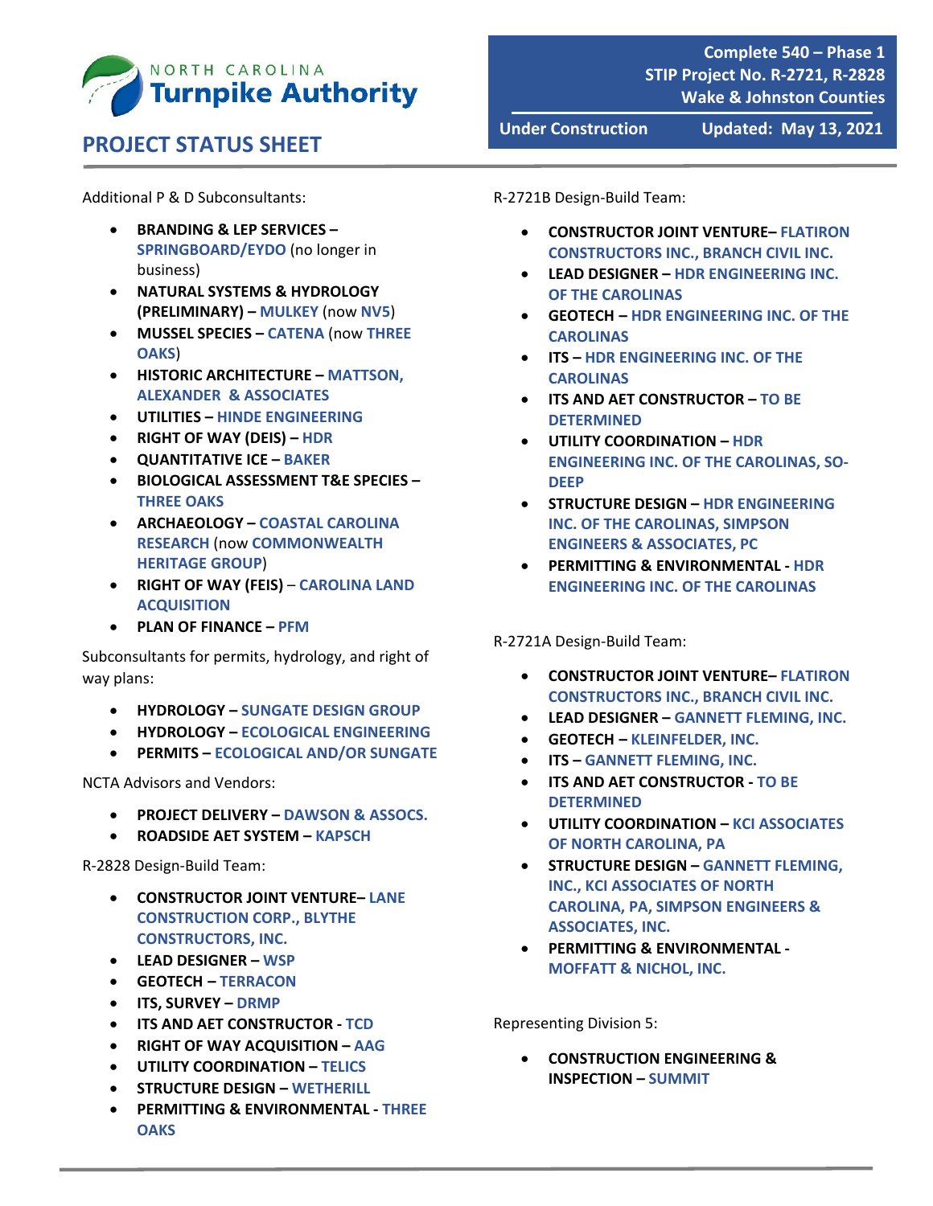Additional P & D Subconsultants:

- **BRANDING & LEP SERVICES –** SPRINGBOARD/EYDO (no longer in business)
- **NATURAL SYSTEMS & HYDROLOGY (PRELIMINARY) –** MULKEY (now NV5)
- **MUSSEL SPECIES –** CATENA (now THREE OAKS)
- **HISTORIC ARCHITECTURE –** MATTSON, ALEXANDER & ASSOCIATES
- **UTILITIES –** HINDE ENGINEERING
- **RIGHT OF WAY (DEIS) –** HDR
- **QUANTITATIVE ICE –** BAKER
- **BIOLOGICAL ASSESSMENT T&E SPECIES –** THREE OAKS
- **ARCHAEOLOGY –** COASTAL CAROLINA RESEARCH (now COMMONWEALTH HERITAGE GROUP)
- **RIGHT OF WAY (FEIS) –** CAROLINA LAND ACQUISITION
- **PLAN OF FINANCE –** PFM

Subconsultants for permits, hydrology, and right of way plans:

- **HYDROLOGY –** SUNGATE DESIGN GROUP
- **HYDROLOGY –** ECOLOGICAL ENGINEERING
- **PERMITS –** ECOLOGICAL AND/OR SUNGATE

NCTA Advisors and Vendors:

- **PROJECT DELIVERY –** DAWSON & ASSOCS.
- **ROADSIDE AET SYSTEM –** KAPSCH

R-2828 Design-Build Team:

- **CONSTRUCTOR JOINT VENTURE–** LANE CONSTRUCTION CORP., BLYTHE CONSTRUCTORS, INC.
- **LEAD DESIGNER –** WSP
- **GEOTECH –** TERRACON
- **ITS, SURVEY –** DRMP
- **ITS AND AET CONSTRUCTOR -** TCD
- **RIGHT OF WAY ACQUISITION –** AAG
- **UTILITY COORDINATION –** TELICS
- **STRUCTURE DESIGN –** WETHERILL
- **PERMITTING & ENVIRONMENTAL -** THREE OAKS

R-2721B Design-Build Team:

- **CONSTRUCTOR JOINT VENTURE–** FLATIRON CONSTRUCTORS INC., BRANCH CIVIL INC.
- **LEAD DESIGNER –** HDR ENGINEERING INC. OF THE CAROLINAS
- **GEOTECH –** HDR ENGINEERING INC. OF THE CAROLINAS
- **ITS –** HDR ENGINEERING INC. OF THE CAROLINAS
- **ITS AND AET CONSTRUCTOR –** TO BE DETERMINED
- **UTILITY COORDINATION –** HDR ENGINEERING INC. OF THE CAROLINAS, SO-DEEP
- **STRUCTURE DESIGN –** HDR ENGINEERING INC. OF THE CAROLINAS, SIMPSON ENGINEERS & ASSOCIATES, PC
- **PERMITTING & ENVIRONMENTAL -** HDR ENGINEERING INC. OF THE CAROLINAS

R-2721A Design-Build Team:

- **CONSTRUCTOR JOINT VENTURE–** FLATIRON CONSTRUCTORS INC., BRANCH CIVIL INC.
- **LEAD DESIGNER –** GANNETT FLEMING, INC.
- **GEOTECH –** KLEINFELDER, INC.
- **ITS –** GANNETT FLEMING, INC.
- **ITS AND AET CONSTRUCTOR -** TO BE DETERMINED
- **UTILITY COORDINATION –** KCI ASSOCIATES OF NORTH CAROLINA, PA
- **STRUCTURE DESIGN –** GANNETT FLEMING, INC., KCI ASSOCIATES OF NORTH CAROLINA, PA, SIMPSON ENGINEERS & ASSOCIATES, INC.
- **PERMITTING & ENVIRONMENTAL -** MOFFATT & NICHOL, INC.

Representing Division 5:

- **CONSTRUCTION ENGINEERING & INSPECTION –** SUMMIT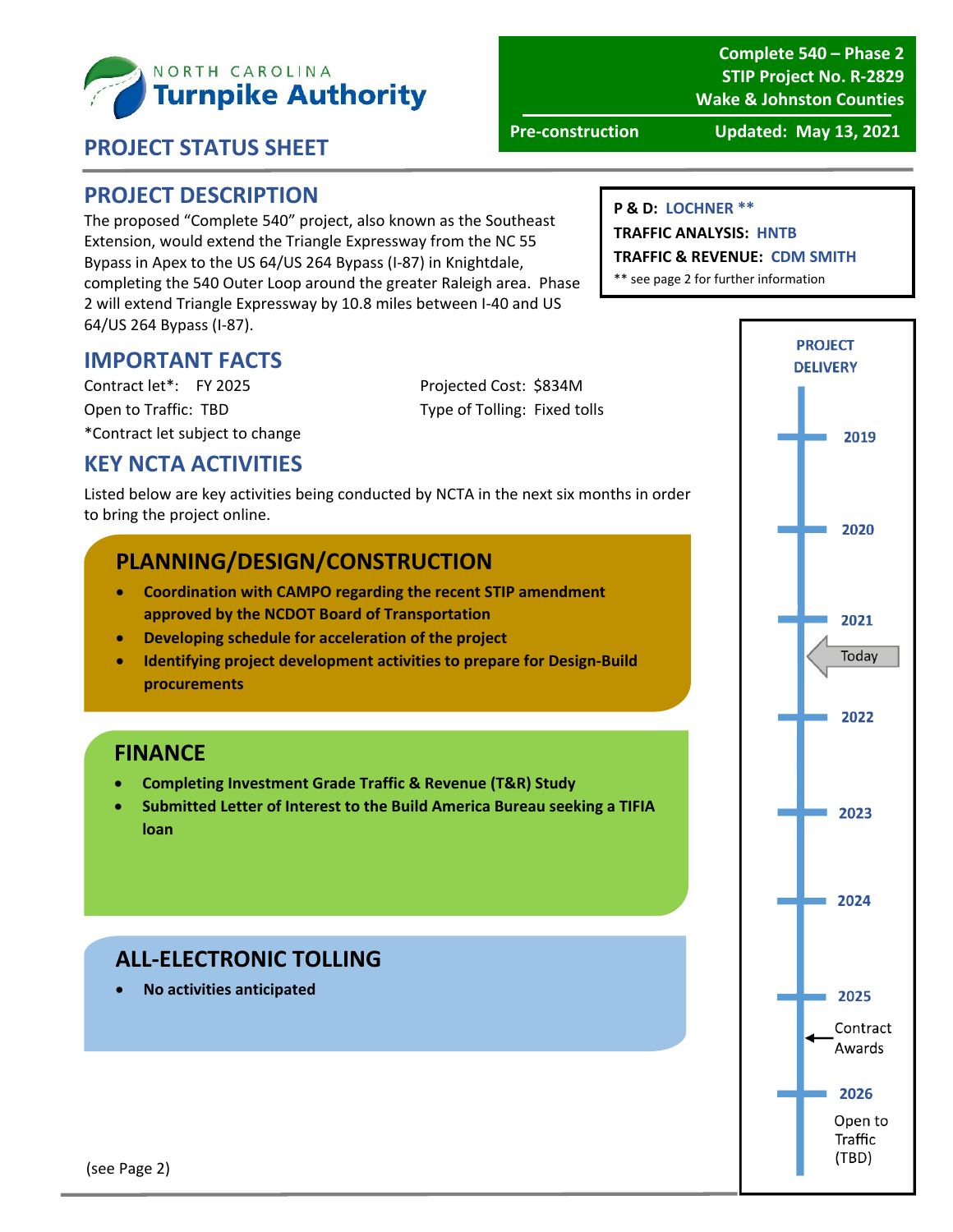NORTH CAROLINA **Turnpike Authority**

## PROJECT STATUS SHEET

**Complete 540 – Phase 2**
**STIP Project No. R-2829**
**Wake & Johnston Counties**

**Pre-construction** | **Updated: May 13, 2021**

## PROJECT DESCRIPTION

The proposed "Complete 540" project, also known as the Southeast Extension, would extend the Triangle Expressway from the NC 55 Bypass in Apex to the US 64/US 264 Bypass (I-87) in Knightdale, completing the 540 Outer Loop around the greater Raleigh area. Phase 2 will extend Triangle Expressway by 10.8 miles between I-40 and US 64/US 264 Bypass (I-87).

**P & D:** LOCHNER **
**TRAFFIC ANALYSIS:** HNTB
**TRAFFIC & REVENUE:** CDM SMITH
** see page 2 for further information

## IMPORTANT FACTS

Contract let*: FY 2025
Open to Traffic: TBD
*Contract let subject to change

Projected Cost: $834M
Type of Tolling: Fixed tolls

## KEY NCTA ACTIVITIES

Listed below are key activities being conducted by NCTA in the next six months in order to bring the project online.

### PLANNING/DESIGN/CONSTRUCTION

- **Coordination with CAMPO regarding the recent STIP amendment approved by the NCDOT Board of Transportation**
- **Developing schedule for acceleration of the project**
- **Identifying project development activities to prepare for Design-Build procurements**

### FINANCE

- **Completing Investment Grade Traffic & Revenue (T&R) Study**
- **Submitted Letter of Interest to the Build America Bureau seeking a TIFIA loan**

### ALL-ELECTRONIC TOLLING

- **No activities anticipated**

### PROJECT DELIVERY

- 2019
- 2020
- 2021
- Today
- 2022
- 2023
- 2024
- 2025 – Contract Awards
- 2026 – Open to Traffic (TBD)

(see Page 2)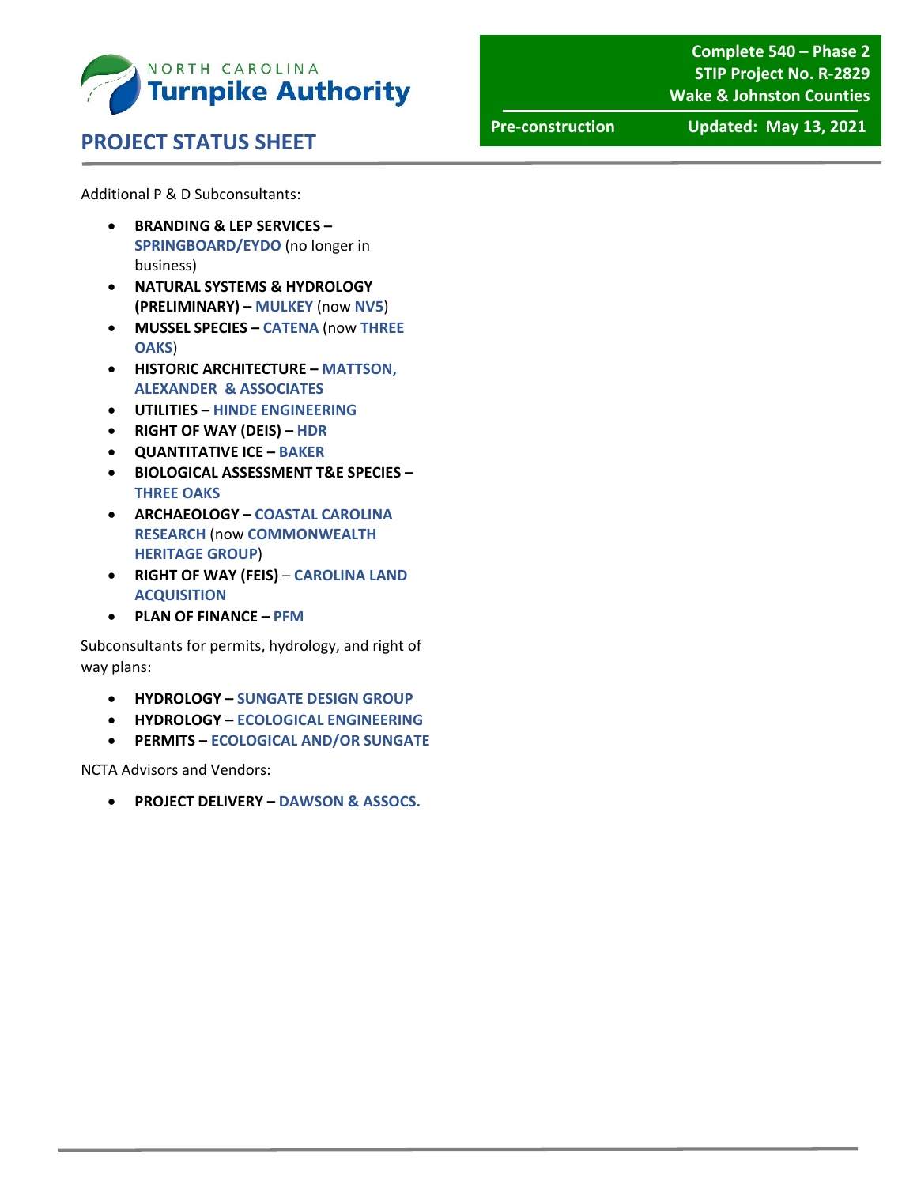Additional P & D Subconsultants:

- **BRANDING & LEP SERVICES – SPRINGBOARD/EYDO** (no longer in business)
- **NATURAL SYSTEMS & HYDROLOGY (PRELIMINARY) – MULKEY** (now **NV5**)
- **MUSSEL SPECIES – CATENA** (now **THREE OAKS**)
- **HISTORIC ARCHITECTURE – MATTSON, ALEXANDER & ASSOCIATES**
- **UTILITIES – HINDE ENGINEERING**
- **RIGHT OF WAY (DEIS) – HDR**
- **QUANTITATIVE ICE – BAKER**
- **BIOLOGICAL ASSESSMENT T&E SPECIES – THREE OAKS**
- **ARCHAEOLOGY – COASTAL CAROLINA RESEARCH** (now **COMMONWEALTH HERITAGE GROUP**)
- **RIGHT OF WAY (FEIS)** – **CAROLINA LAND ACQUISITION**
- **PLAN OF FINANCE – PFM**

Subconsultants for permits, hydrology, and right of way plans:

- **HYDROLOGY – SUNGATE DESIGN GROUP**
- **HYDROLOGY – ECOLOGICAL ENGINEERING**
- **PERMITS – ECOLOGICAL AND/OR SUNGATE**

NCTA Advisors and Vendors:

- **PROJECT DELIVERY – DAWSON & ASSOCS.**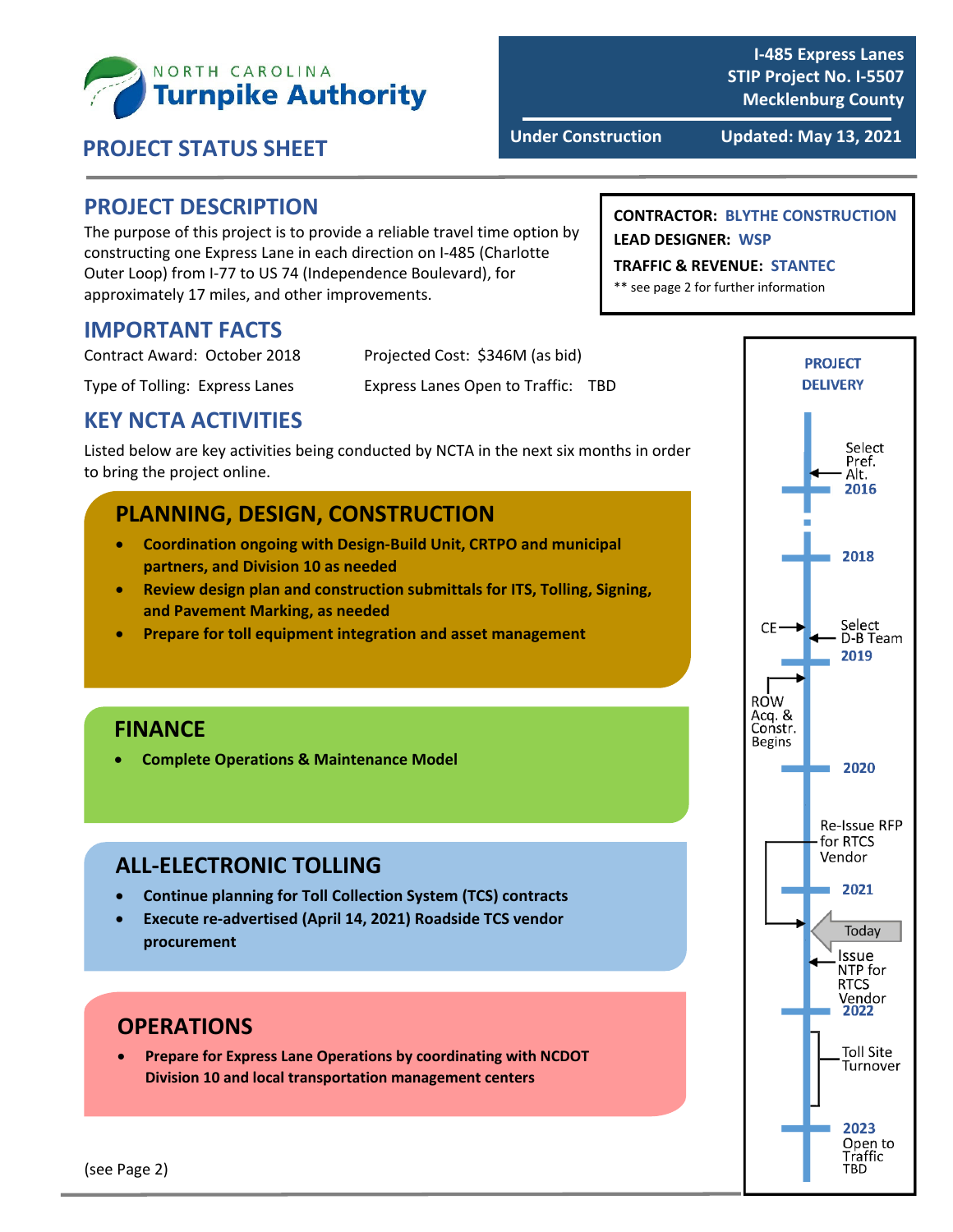North Carolina Turnpike Authority

**I-485 Express Lanes**
**STIP Project No. I-5507**
**Mecklenburg County**

**Under Construction** | **Updated: May 13, 2021**

# PROJECT STATUS SHEET

## PROJECT DESCRIPTION

The purpose of this project is to provide a reliable travel time option by constructing one Express Lane in each direction on I-485 (Charlotte Outer Loop) from I-77 to US 74 (Independence Boulevard), for approximately 17 miles, and other improvements.

**CONTRACTOR:** BLYTHE CONSTRUCTION
**LEAD DESIGNER:** WSP
**TRAFFIC & REVENUE:** STANTEC
** see page 2 for further information

## IMPORTANT FACTS

Contract Award: October 2018

Projected Cost: $346M (as bid)

Type of Tolling: Express Lanes

Express Lanes Open to Traffic: TBD

## KEY NCTA ACTIVITIES

Listed below are key activities being conducted by NCTA in the next six months in order to bring the project online.

### PLANNING, DESIGN, CONSTRUCTION

- **Coordination ongoing with Design-Build Unit, CRTPO and municipal partners, and Division 10 as needed**
- **Review design plan and construction submittals for ITS, Tolling, Signing, and Pavement Marking, as needed**
- **Prepare for toll equipment integration and asset management**

### FINANCE

- **Complete Operations & Maintenance Model**

### ALL-ELECTRONIC TOLLING

- **Continue planning for Toll Collection System (TCS) contracts**
- **Execute re-advertised (April 14, 2021) Roadside TCS vendor procurement**

### OPERATIONS

- **Prepare for Express Lane Operations by coordinating with NCDOT Division 10 and local transportation management centers**

(see Page 2)

### PROJECT DELIVERY

- Select Pref. Alt.
- 2016
- 2018
- CE
- Select D-B Team
- 2019
- ROW Acq. & Constr. Begins
- 2020
- Re-Issue RFP for RTCS Vendor
- 2021
- Today
- Issue NTP for RTCS Vendor
- 2022
- Toll Site Turnover
- 2023
- Open to Traffic TBD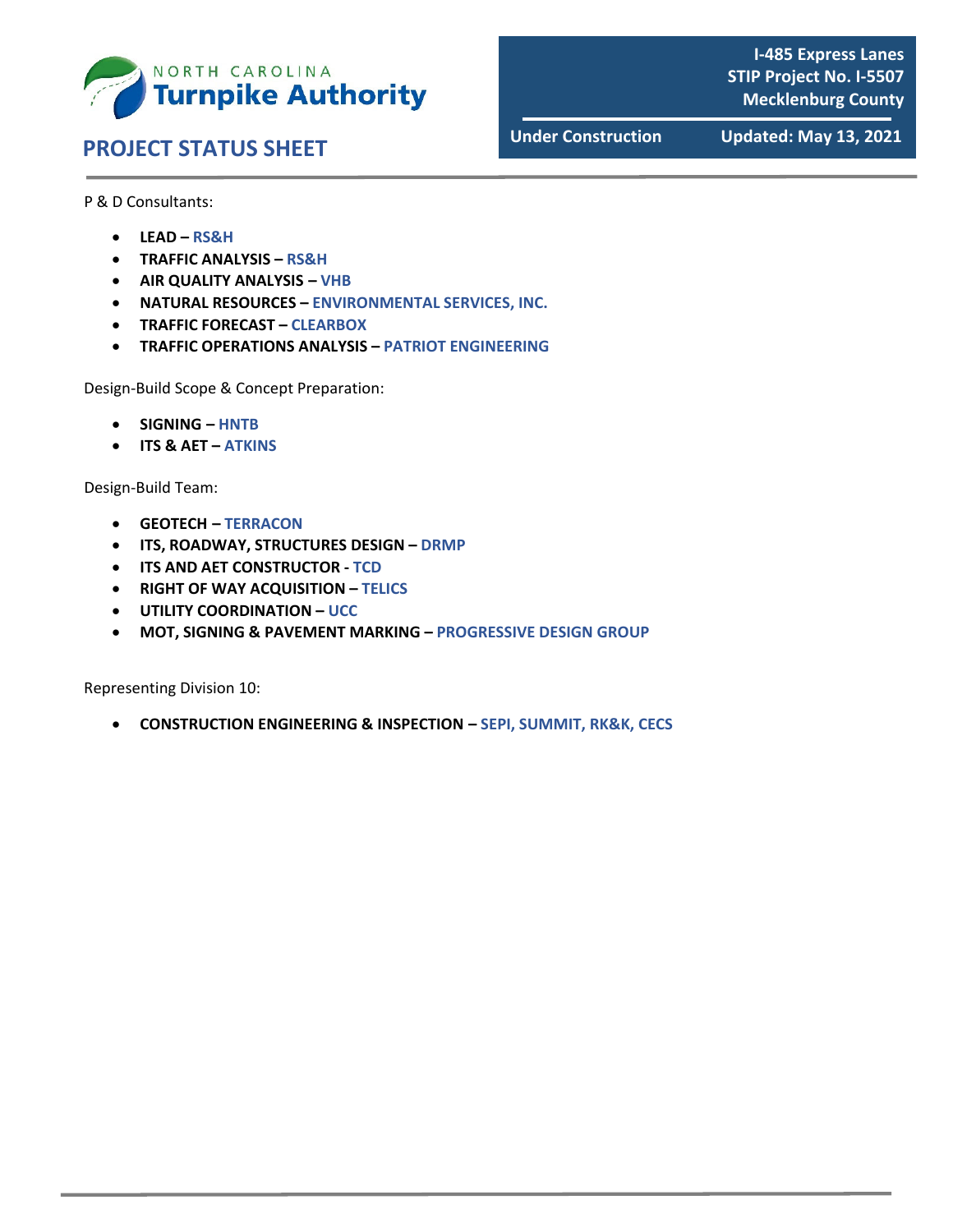NORTH CAROLINA
**Turnpike Authority**

## PROJECT STATUS SHEET

**I-485 Express Lanes**
**STIP Project No. I-5507**
**Mecklenburg County**

**Under Construction** | **Updated: May 13, 2021**

P & D Consultants:

- **LEAD – RS&H**
- **TRAFFIC ANALYSIS – RS&H**
- **AIR QUALITY ANALYSIS – VHB**
- **NATURAL RESOURCES – ENVIRONMENTAL SERVICES, INC.**
- **TRAFFIC FORECAST – CLEARBOX**
- **TRAFFIC OPERATIONS ANALYSIS – PATRIOT ENGINEERING**

Design-Build Scope & Concept Preparation:

- **SIGNING – HNTB**
- **ITS & AET – ATKINS**

Design-Build Team:

- **GEOTECH – TERRACON**
- **ITS, ROADWAY, STRUCTURES DESIGN – DRMP**
- **ITS AND AET CONSTRUCTOR - TCD**
- **RIGHT OF WAY ACQUISITION – TELICS**
- **UTILITY COORDINATION – UCC**
- **MOT, SIGNING & PAVEMENT MARKING – PROGRESSIVE DESIGN GROUP**

Representing Division 10:

- **CONSTRUCTION ENGINEERING & INSPECTION – SEPI, SUMMIT, RK&K, CECS**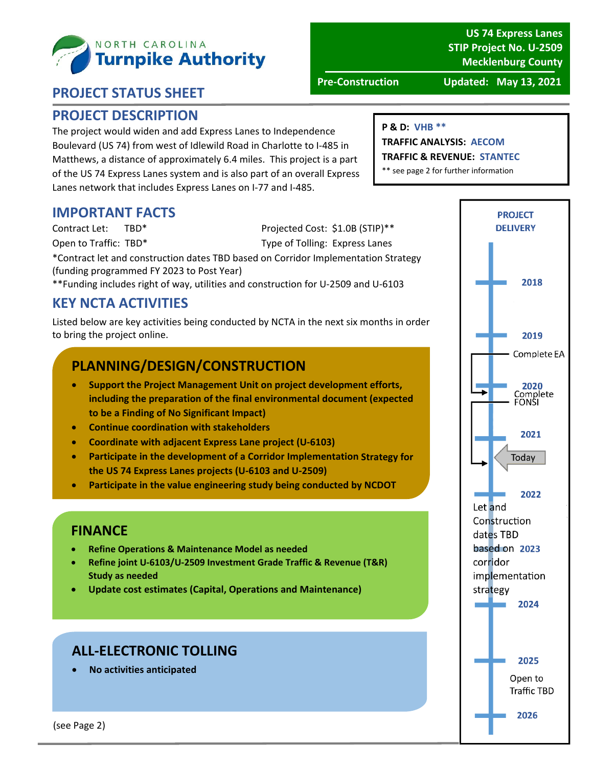**NORTH CAROLINA Turnpike Authority**

**US 74 Express Lanes**
**STIP Project No. U-2509**
**Mecklenburg County**

**Pre-Construction** | **Updated: May 13, 2021**

## PROJECT STATUS SHEET

## PROJECT DESCRIPTION

The project would widen and add Express Lanes to Independence Boulevard (US 74) from west of Idlewild Road in Charlotte to I-485 in Matthews, a distance of approximately 6.4 miles. This project is a part of the US 74 Express Lanes system and is also part of an overall Express Lanes network that includes Express Lanes on I-77 and I-485.

**P & D:** VHB **
**TRAFFIC ANALYSIS:** AECOM
**TRAFFIC & REVENUE:** STANTEC
** see page 2 for further information

## IMPORTANT FACTS

Contract Let: TBD*
Open to Traffic: TBD*
Projected Cost: $1.0B (STIP)**
Type of Tolling: Express Lanes

*Contract let and construction dates TBD based on Corridor Implementation Strategy (funding programmed FY 2023 to Post Year)
**Funding includes right of way, utilities and construction for U-2509 and U-6103

## KEY NCTA ACTIVITIES

Listed below are key activities being conducted by NCTA in the next six months in order to bring the project online.

### PLANNING/DESIGN/CONSTRUCTION

- **Support the Project Management Unit on project development efforts, including the preparation of the final environmental document (expected to be a Finding of No Significant Impact)**
- **Continue coordination with stakeholders**
- **Coordinate with adjacent Express Lane project (U-6103)**
- **Participate in the development of a Corridor Implementation Strategy for the US 74 Express Lanes projects (U-6103 and U-2509)**
- **Participate in the value engineering study being conducted by NCDOT**

### FINANCE

- **Refine Operations & Maintenance Model as needed**
- **Refine joint U-6103/U-2509 Investment Grade Traffic & Revenue (T&R) Study as needed**
- **Update cost estimates (Capital, Operations and Maintenance)**

### ALL-ELECTRONIC TOLLING

- **No activities anticipated**

(see Page 2)

### PROJECT DELIVERY

- 2018
- 2019
- Complete EA
- 2020
- Complete FONSI
- 2021
- Today
- 2022
- Let and Construction dates TBD based on corridor implementation strategy
- 2023
- 2024
- 2025
- Open to Traffic TBD
- 2026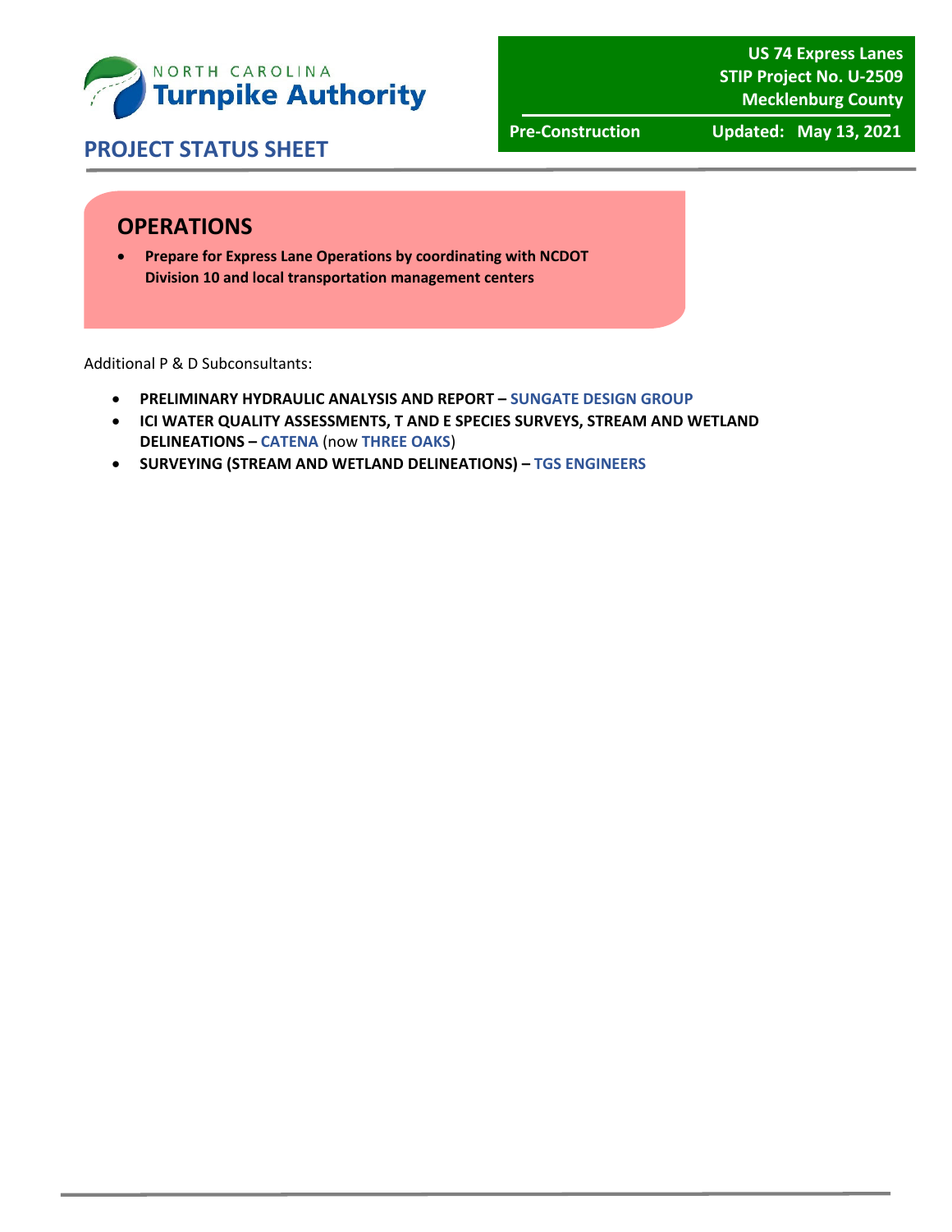## OPERATIONS

- **Prepare for Express Lane Operations by coordinating with NCDOT Division 10 and local transportation management centers**

Additional P & D Subconsultants:

- **PRELIMINARY HYDRAULIC ANALYSIS AND REPORT – SUNGATE DESIGN GROUP**
- **ICI WATER QUALITY ASSESSMENTS, T AND E SPECIES SURVEYS, STREAM AND WETLAND DELINEATIONS – CATENA** (now **THREE OAKS**)
- **SURVEYING (STREAM AND WETLAND DELINEATIONS) – TGS ENGINEERS**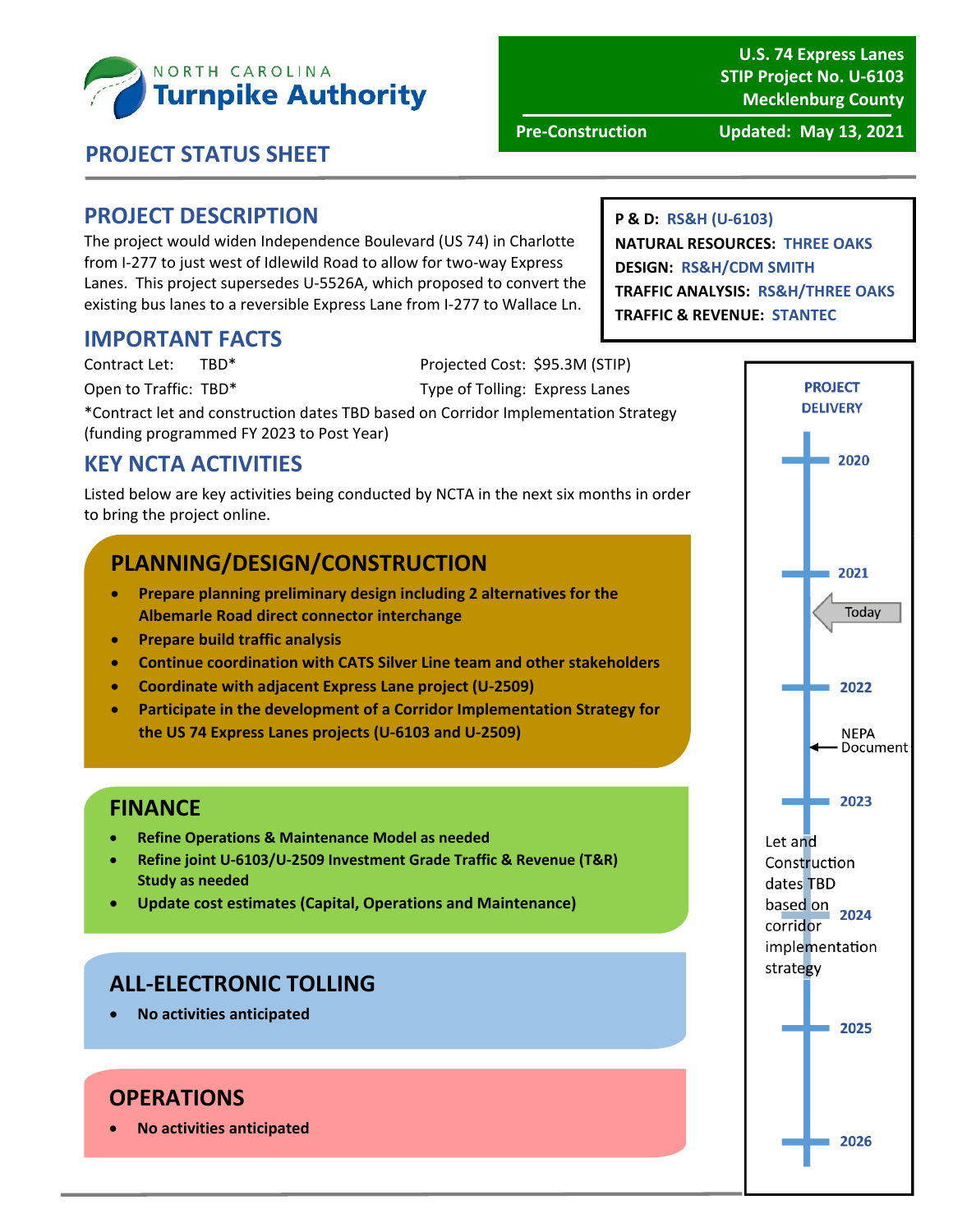NORTH CAROLINA **Turnpike Authority**

**U.S. 74 Express Lanes**
**STIP Project No. U-6103**
**Mecklenburg County**

**Pre-Construction** — **Updated: May 13, 2021**

# PROJECT STATUS SHEET

## PROJECT DESCRIPTION

The project would widen Independence Boulevard (US 74) in Charlotte from I-277 to just west of Idlewild Road to allow for two-way Express Lanes. This project supersedes U-5526A, which proposed to convert the existing bus lanes to a reversible Express Lane from I-277 to Wallace Ln.

**P & D:** RS&H (U-6103)
**NATURAL RESOURCES:** THREE OAKS
**DESIGN:** RS&H/CDM SMITH
**TRAFFIC ANALYSIS:** RS&H/THREE OAKS
**TRAFFIC & REVENUE:** STANTEC

## IMPORTANT FACTS

Contract Let: TBD*
Projected Cost: $95.3M (STIP)
Open to Traffic: TBD*
Type of Tolling: Express Lanes

*Contract let and construction dates TBD based on Corridor Implementation Strategy (funding programmed FY 2023 to Post Year)

## KEY NCTA ACTIVITIES

Listed below are key activities being conducted by NCTA in the next six months in order to bring the project online.

### PLANNING/DESIGN/CONSTRUCTION

- **Prepare planning preliminary design including 2 alternatives for the Albemarle Road direct connector interchange**
- **Prepare build traffic analysis**
- **Continue coordination with CATS Silver Line team and other stakeholders**
- **Coordinate with adjacent Express Lane project (U-2509)**
- **Participate in the development of a Corridor Implementation Strategy for the US 74 Express Lanes projects (U-6103 and U-2509)**

### FINANCE

- **Refine Operations & Maintenance Model as needed**
- **Refine joint U-6103/U-2509 Investment Grade Traffic & Revenue (T&R) Study as needed**
- **Update cost estimates (Capital, Operations and Maintenance)**

### ALL-ELECTRONIC TOLLING

- **No activities anticipated**

### OPERATIONS

- **No activities anticipated**

### PROJECT DELIVERY

- 2020
- 2021
- Today
- 2022
- NEPA Document
- 2023
- Let and Construction dates TBD based on corridor implementation strategy
- 2024
- 2025
- 2026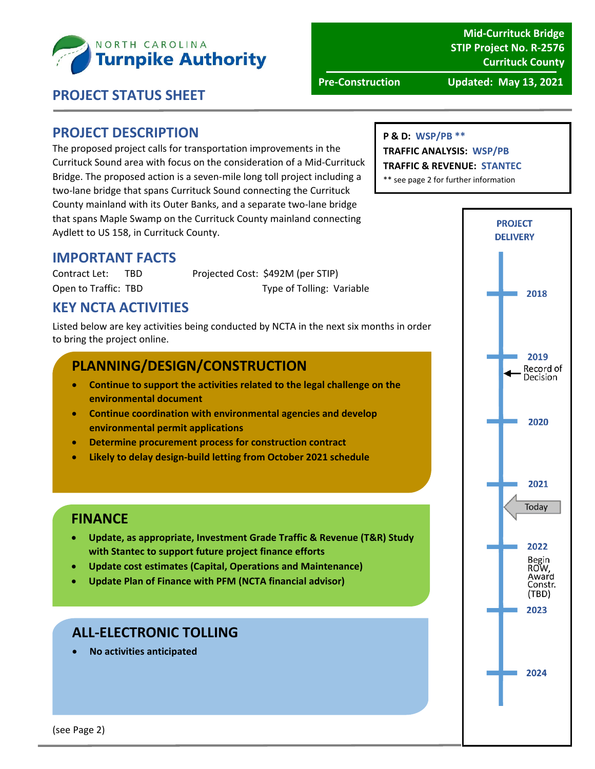**NORTH CAROLINA Turnpike Authority**

**Mid-Currituck Bridge**
**STIP Project No. R-2576**
**Currituck County**

**Pre-Construction** | **Updated: May 13, 2021**

# PROJECT STATUS SHEET

## PROJECT DESCRIPTION

The proposed project calls for transportation improvements in the Currituck Sound area with focus on the consideration of a Mid-Currituck Bridge. The proposed action is a seven-mile long toll project including a two-lane bridge that spans Currituck Sound connecting the Currituck County mainland with its Outer Banks, and a separate two-lane bridge that spans Maple Swamp on the Currituck County mainland connecting Aydlett to US 158, in Currituck County.

**P & D:** WSP/PB **
**TRAFFIC ANALYSIS:** WSP/PB
**TRAFFIC & REVENUE:** STANTEC
** see page 2 for further information

## IMPORTANT FACTS

Contract Let: TBD
Projected Cost: $492M (per STIP)
Open to Traffic: TBD
Type of Tolling: Variable

## KEY NCTA ACTIVITIES

Listed below are key activities being conducted by NCTA in the next six months in order to bring the project online.

### PLANNING/DESIGN/CONSTRUCTION

- **Continue to support the activities related to the legal challenge on the environmental document**
- **Continue coordination with environmental agencies and develop environmental permit applications**
- **Determine procurement process for construction contract**
- **Likely to delay design-build letting from October 2021 schedule**

### FINANCE

- **Update, as appropriate, Investment Grade Traffic & Revenue (T&R) Study with Stantec to support future project finance efforts**
- **Update cost estimates (Capital, Operations and Maintenance)**
- **Update Plan of Finance with PFM (NCTA financial advisor)**

### ALL-ELECTRONIC TOLLING

- **No activities anticipated**

(see Page 2)

### PROJECT DELIVERY

- 2018
- 2019 — Record of Decision
- 2020
- 2021 — Today
- 2022 — Begin ROW, Award Constr. (TBD)
- 2023
- 2024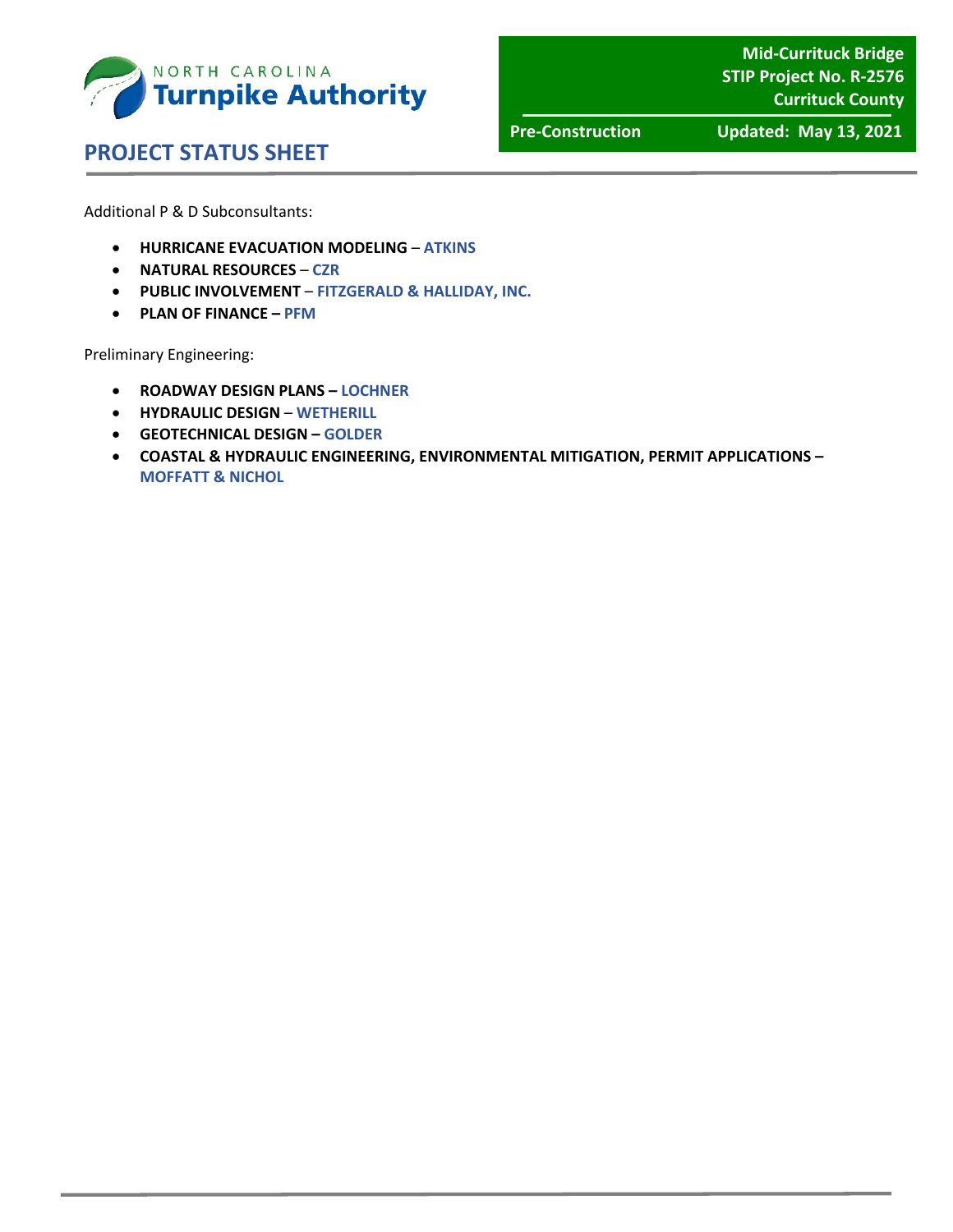Additional P & D Subconsultants:

- **HURRICANE EVACUATION MODELING** – **ATKINS**
- **NATURAL RESOURCES** – **CZR**
- **PUBLIC INVOLVEMENT** – **FITZGERALD & HALLIDAY, INC.**
- **PLAN OF FINANCE – PFM**

Preliminary Engineering:

- **ROADWAY DESIGN PLANS – LOCHNER**
- **HYDRAULIC DESIGN** – **WETHERILL**
- **GEOTECHNICAL DESIGN – GOLDER**
- **COASTAL & HYDRAULIC ENGINEERING, ENVIRONMENTAL MITIGATION, PERMIT APPLICATIONS – MOFFATT & NICHOL**